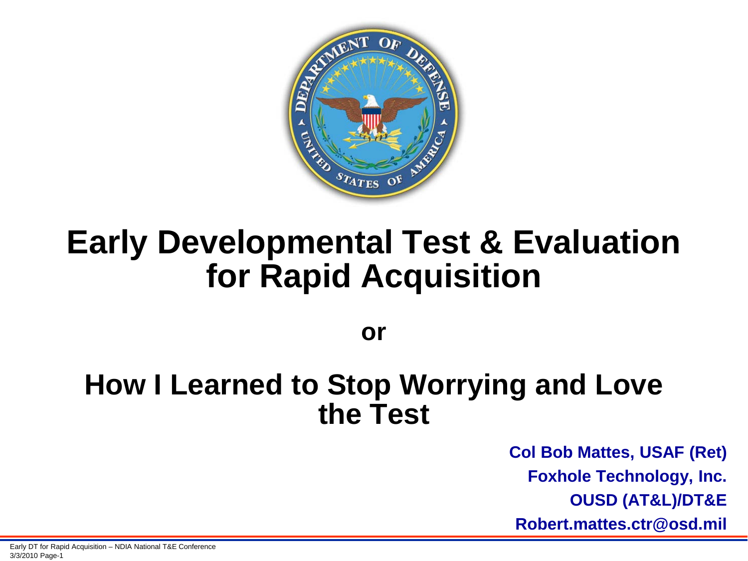# Early Developmental Test & Evaluation for Rapid Acquisition

**or**

# How I Learned to Stop Worrying and Love the Test

**Col Bob Mattes, USAF (Ret)**

**Foxhole Technology, Inc.**

**OUSD (AT&L)/DT&E**

**Robert.mattes.ctr@osd.mil**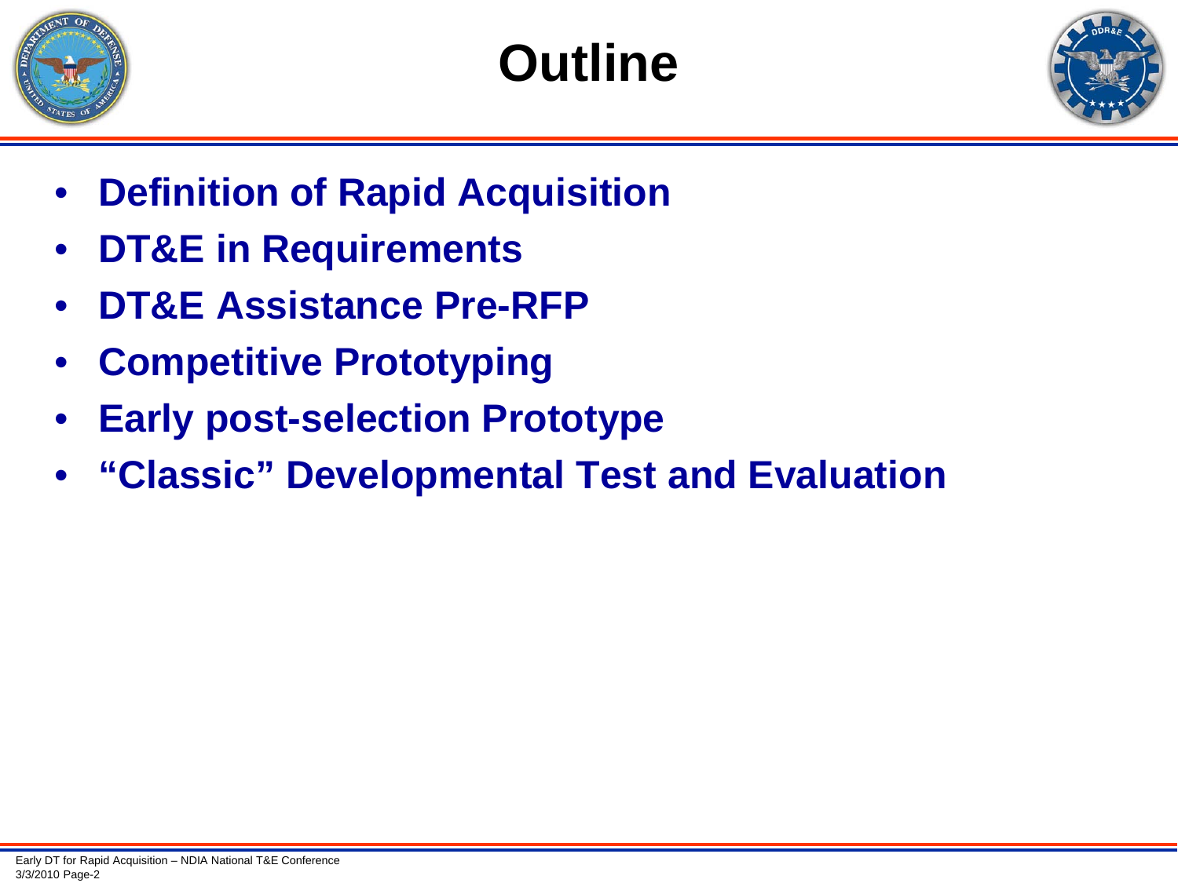# Outline

- **Definition of Rapid Acquisition**
- **DT&E in Requirements**
- **DT&E Assistance Pre-RFP**
- **Competitive Prototyping**
- **Early post-selection Prototype**
- **"Classic" Developmental Test and Evaluation**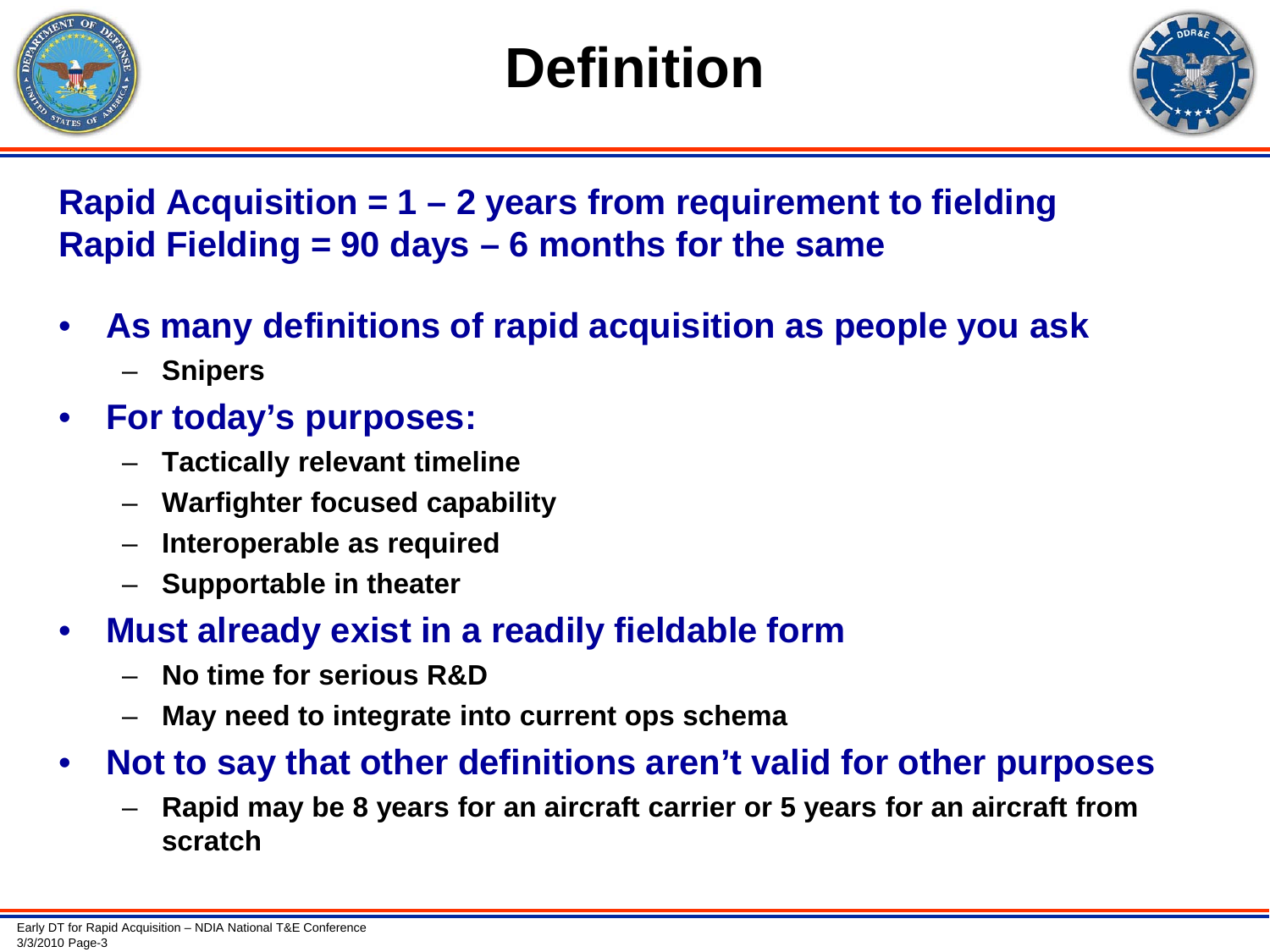# Definition

**Rapid Acquisition = 1 – 2 years from requirement to fielding**
**Rapid Fielding = 90 days – 6 months for the same**

- **As many definitions of rapid acquisition as people you ask**
  - **Snipers**
- **For today's purposes:**
  - **Tactically relevant timeline**
  - **Warfighter focused capability**
  - **Interoperable as required**
  - **Supportable in theater**
- **Must already exist in a readily fieldable form**
  - **No time for serious R&D**
  - **May need to integrate into current ops schema**
- **Not to say that other definitions aren't valid for other purposes**
  - **Rapid may be 8 years for an aircraft carrier or 5 years for an aircraft from scratch**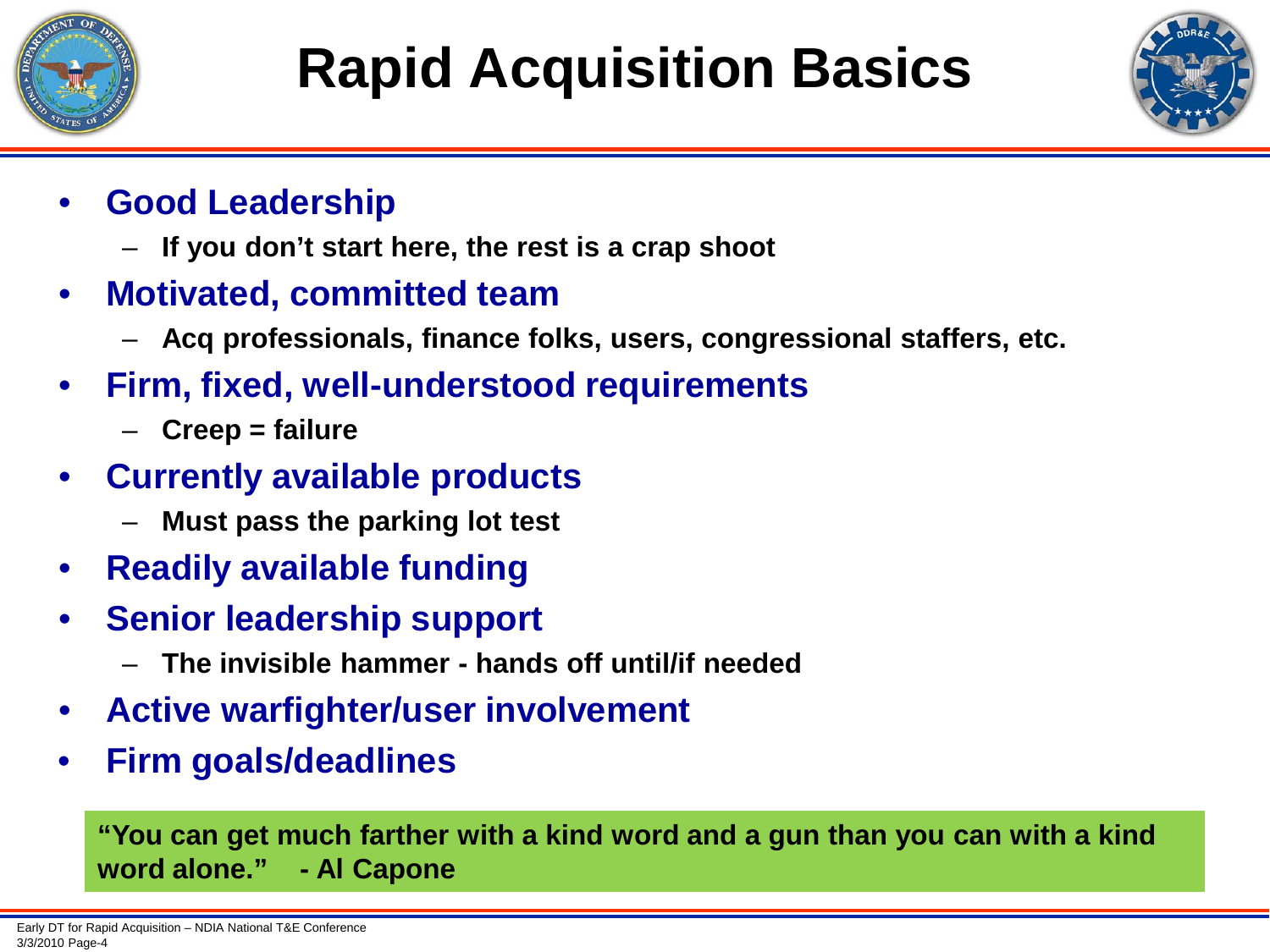# Rapid Acquisition Basics

- **Good Leadership**
  - If you don't start here, the rest is a crap shoot
- **Motivated, committed team**
  - Acq professionals, finance folks, users, congressional staffers, etc.
- **Firm, fixed, well-understood requirements**
  - Creep = failure
- **Currently available products**
  - Must pass the parking lot test
- **Readily available funding**
- **Senior leadership support**
  - The invisible hammer - hands off until/if needed
- **Active warfighter/user involvement**
- **Firm goals/deadlines**

> **"You can get much farther with a kind word and a gun than you can with a kind word alone." - Al Capone**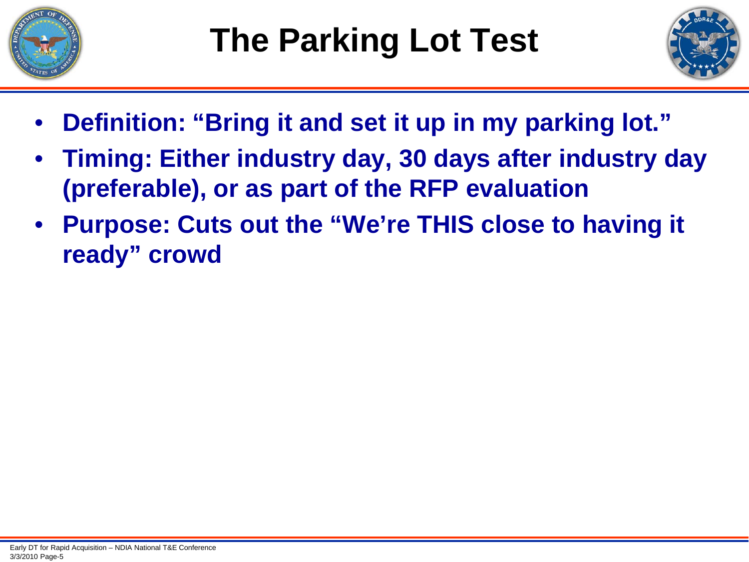# The Parking Lot Test

- **Definition: "Bring it and set it up in my parking lot."**
- **Timing: Either industry day, 30 days after industry day (preferable), or as part of the RFP evaluation**
- **Purpose: Cuts out the "We're THIS close to having it ready" crowd**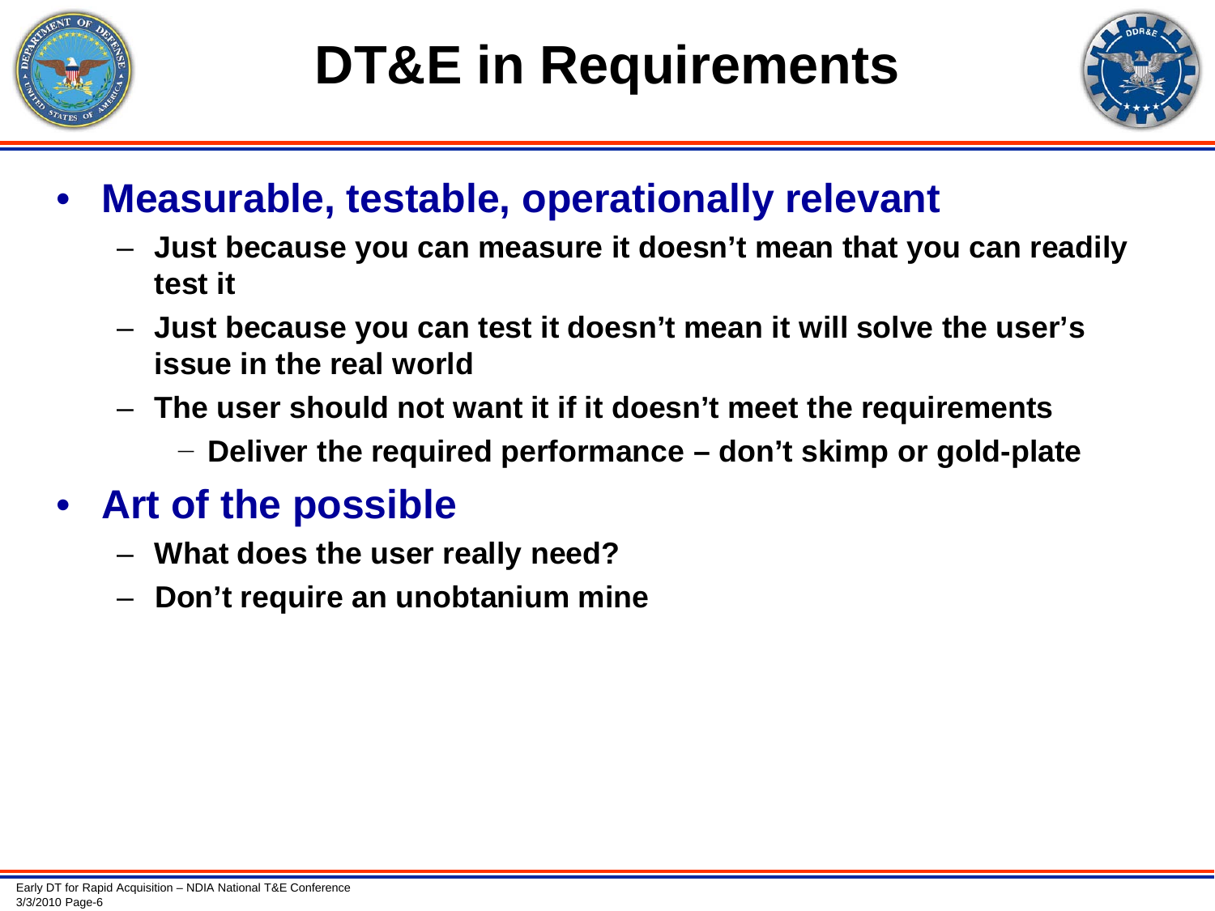# DT&E in Requirements

- **Measurable, testable, operationally relevant**
  - Just because you can measure it doesn't mean that you can readily test it
  - Just because you can test it doesn't mean it will solve the user's issue in the real world
  - The user should not want it if it doesn't meet the requirements
    - Deliver the required performance – don't skimp or gold-plate
- **Art of the possible**
  - What does the user really need?
  - Don't require an unobtanium mine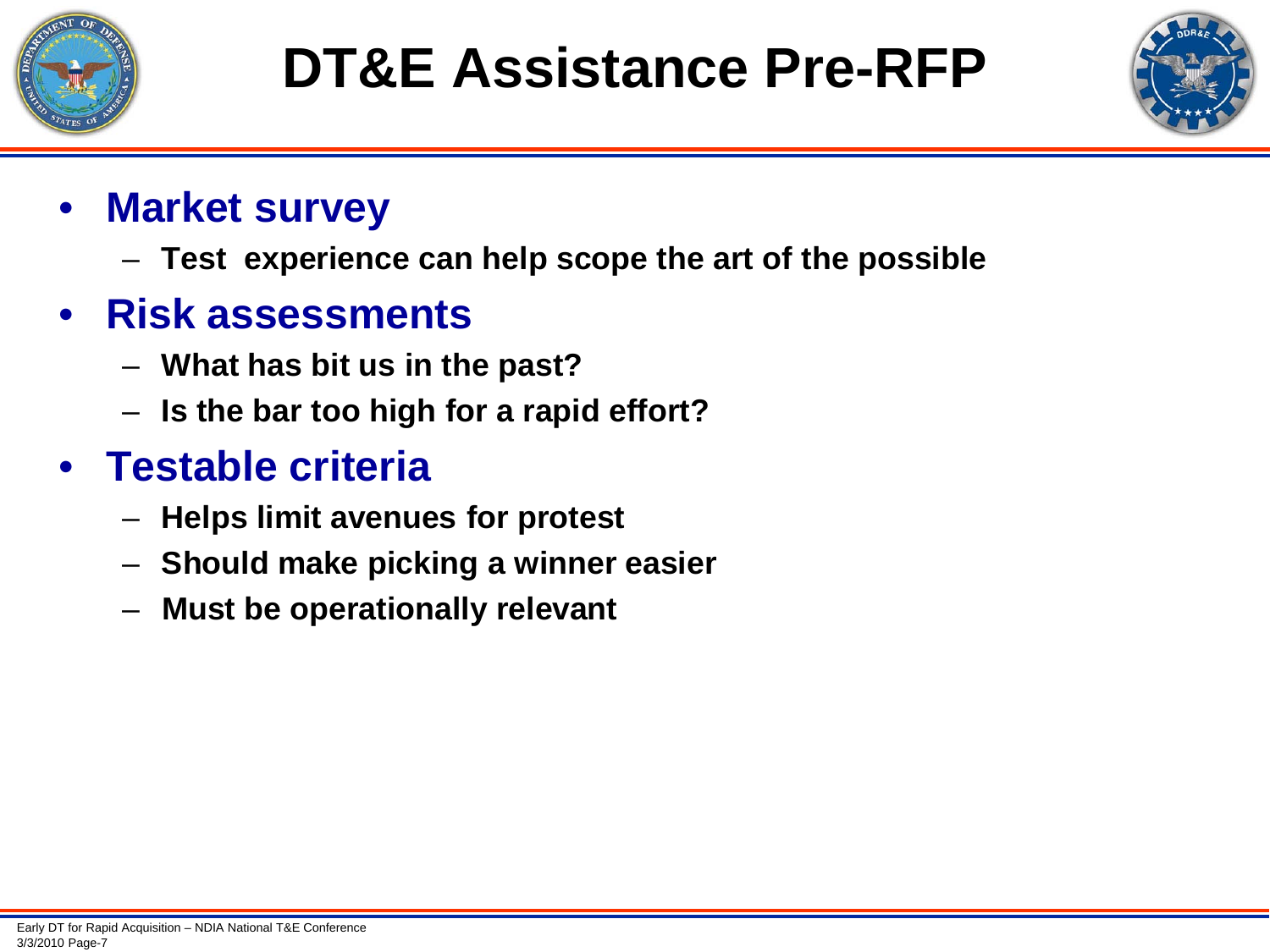# DT&E Assistance Pre-RFP

- **Market survey**
  - Test experience can help scope the art of the possible
- **Risk assessments**
  - What has bit us in the past?
  - Is the bar too high for a rapid effort?
- **Testable criteria**
  - Helps limit avenues for protest
  - Should make picking a winner easier
  - Must be operationally relevant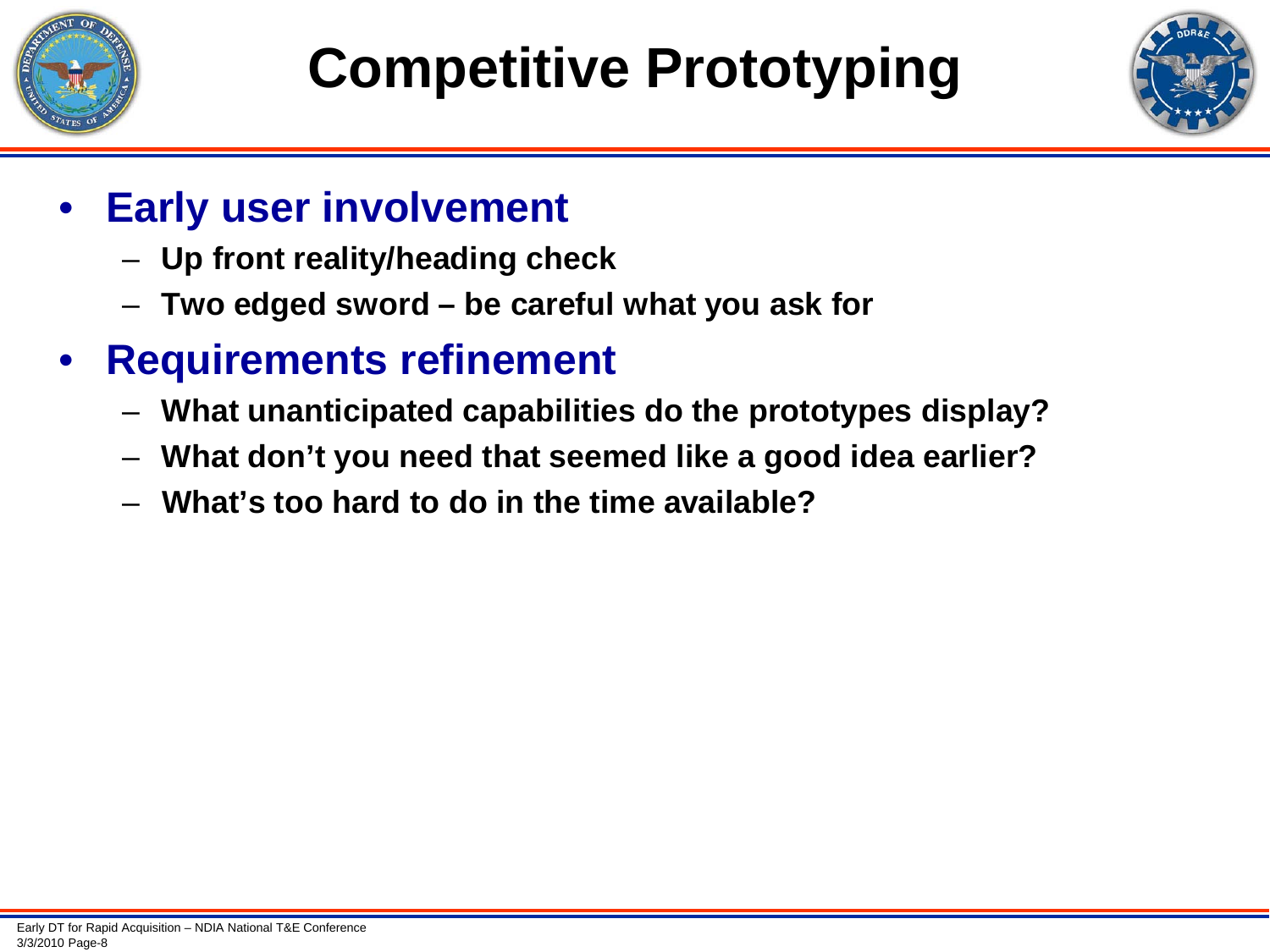# Competitive Prototyping

- **Early user involvement**
  - **Up front reality/heading check**
  - **Two edged sword – be careful what you ask for**
- **Requirements refinement**
  - **What unanticipated capabilities do the prototypes display?**
  - **What don't you need that seemed like a good idea earlier?**
  - **What's too hard to do in the time available?**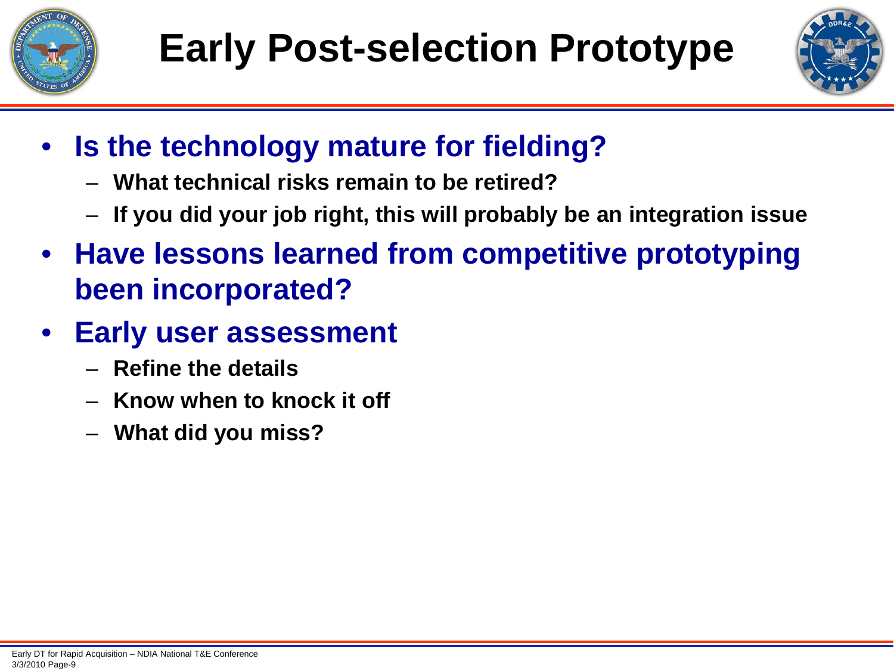# Early Post-selection Prototype

- **Is the technology mature for fielding?**
  - **What technical risks remain to be retired?**
  - **If you did your job right, this will probably be an integration issue**
- **Have lessons learned from competitive prototyping been incorporated?**
- **Early user assessment**
  - **Refine the details**
  - **Know when to knock it off**
  - **What did you miss?**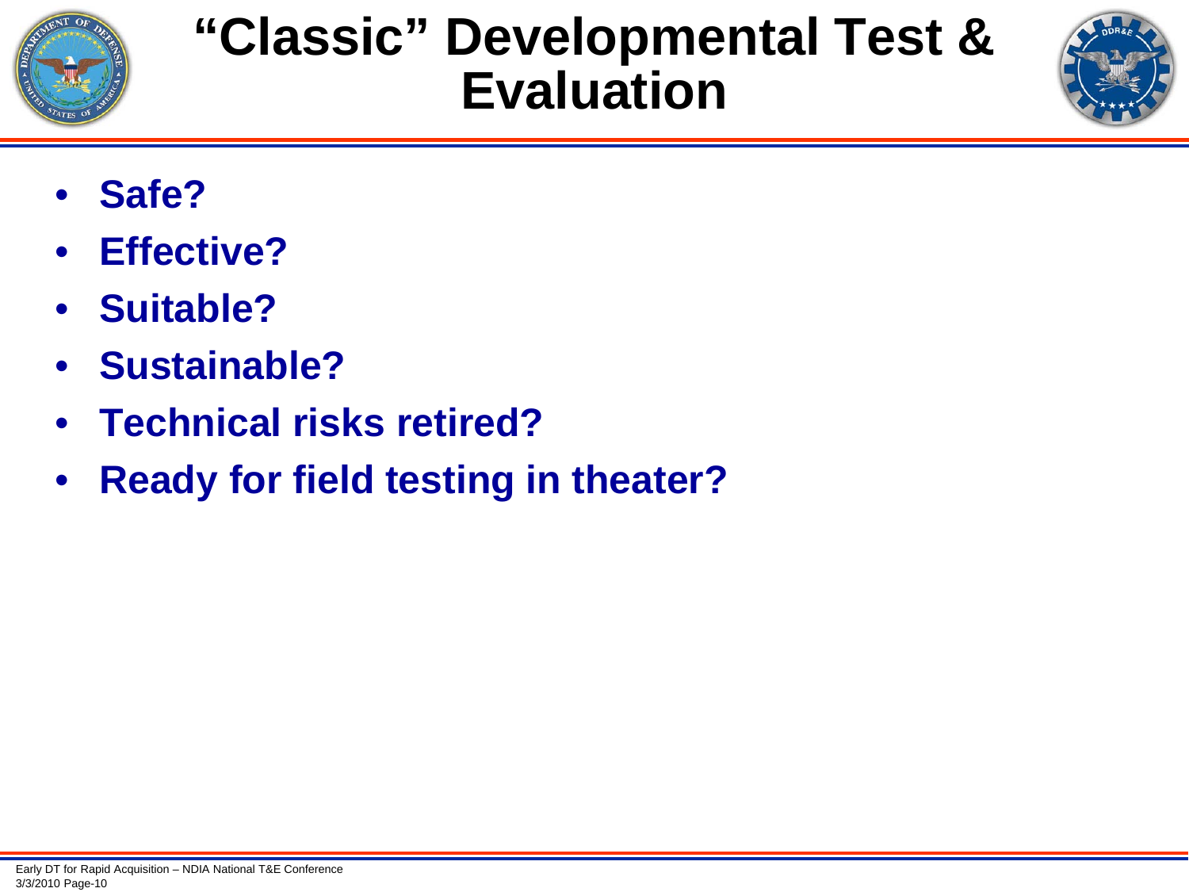# "Classic" Developmental Test & Evaluation

- **Safe?**
- **Effective?**
- **Suitable?**
- **Sustainable?**
- **Technical risks retired?**
- **Ready for field testing in theater?**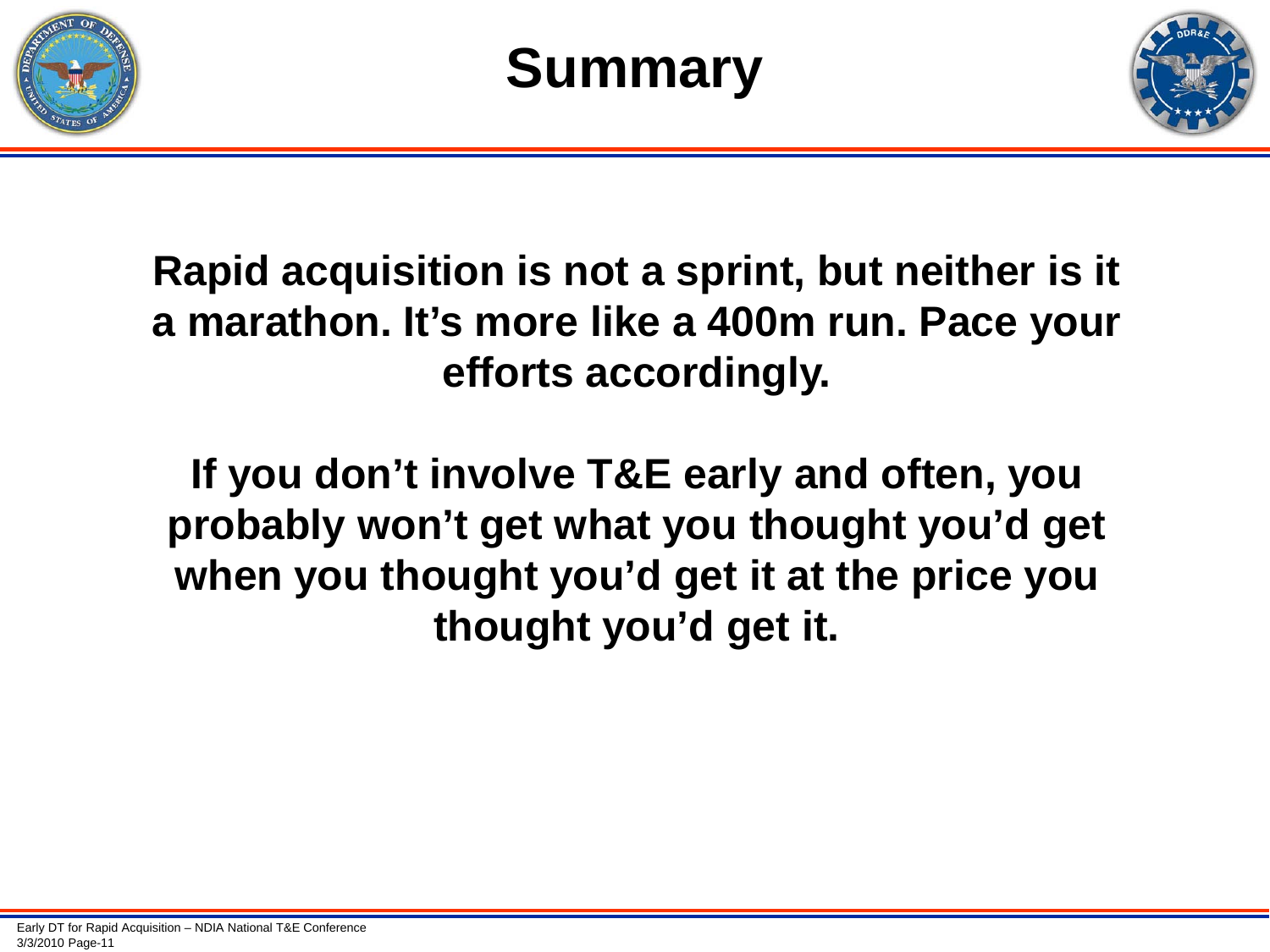# Summary

**Rapid acquisition is not a sprint, but neither is it a marathon. It's more like a 400m run. Pace your efforts accordingly.**

**If you don't involve T&E early and often, you probably won't get what you thought you'd get when you thought you'd get it at the price you thought you'd get it.**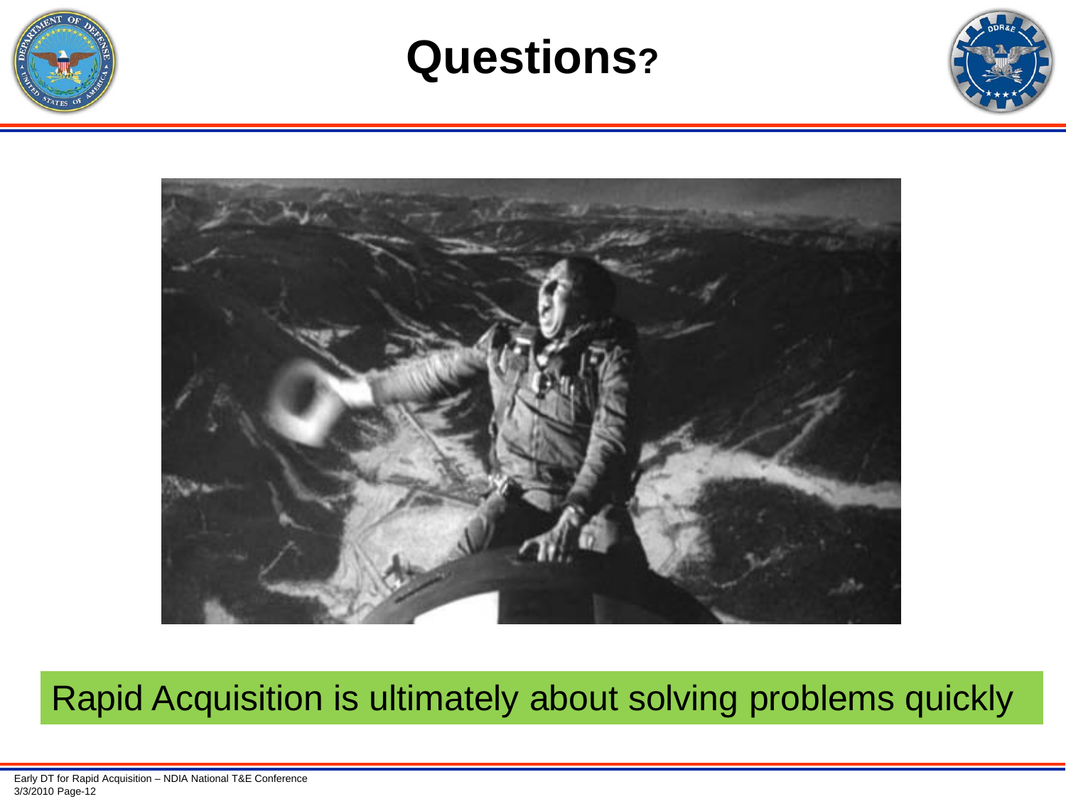# Questions?

Rapid Acquisition is ultimately about solving problems quickly